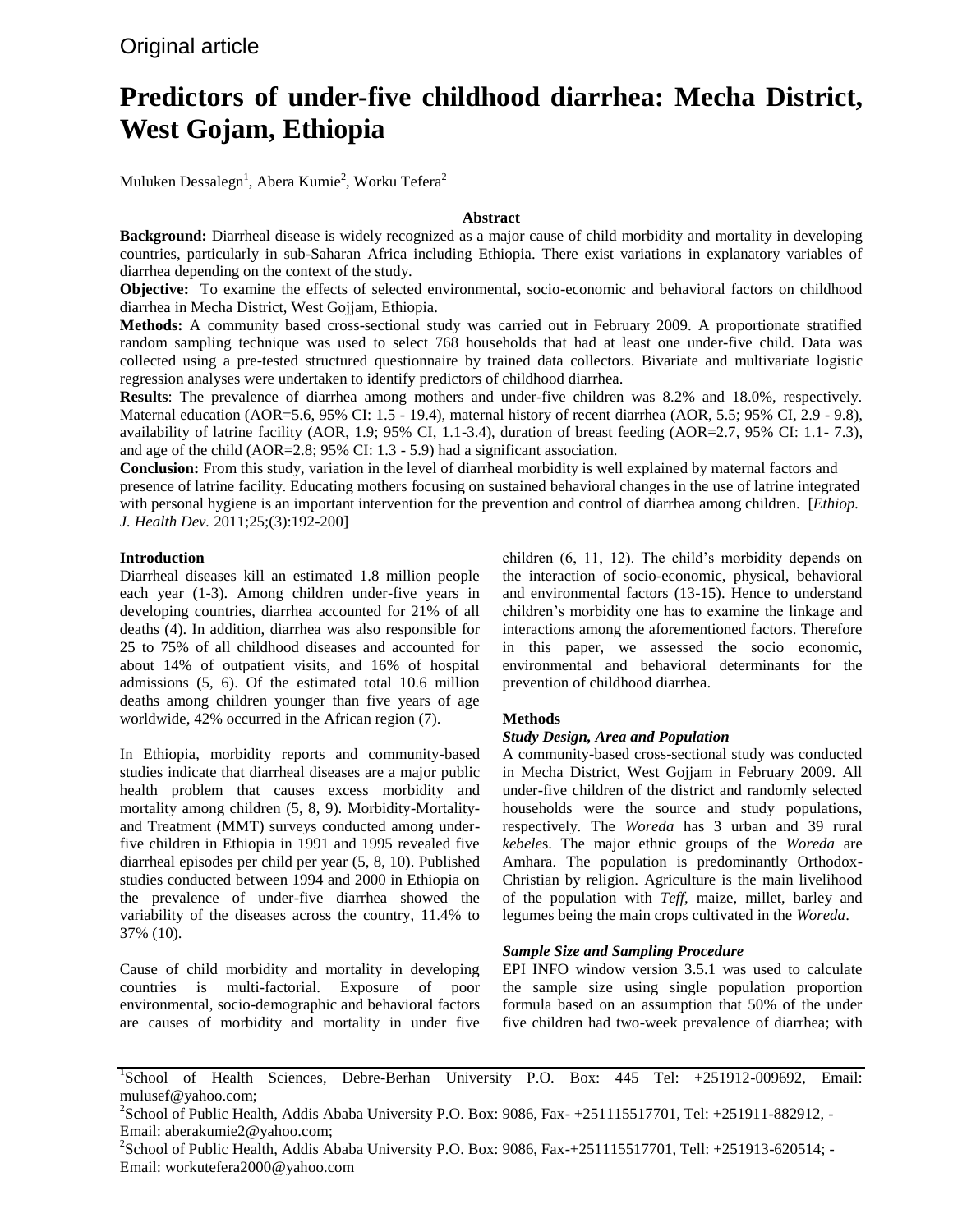Original article

# Predictors of under-five childhood diarrhea: Mecha District, West Gojam, Ethiopia

Muluken Dessalegn[1], Abera Kumie[2], Worku Tefera[2]

### Abstract

**Background:** Diarrheal disease is widely recognized as a major cause of child morbidity and mortality in developing countries, particularly in sub-Saharan Africa including Ethiopia. There exist variations in explanatory variables of diarrhea depending on the context of the study.

**Objective:** To examine the effects of selected environmental, socio-economic and behavioral factors on childhood diarrhea in Mecha District, West Gojjam, Ethiopia.

**Methods:** A community based cross-sectional study was carried out in February 2009. A proportionate stratified random sampling technique was used to select 768 households that had at least one under-five child. Data was collected using a pre-tested structured questionnaire by trained data collectors. Bivariate and multivariate logistic regression analyses were undertaken to identify predictors of childhood diarrhea.

**Results**: The prevalence of diarrhea among mothers and under-five children was 8.2% and 18.0%, respectively. Maternal education (AOR=5.6, 95% CI: 1.5 - 19.4), maternal history of recent diarrhea (AOR, 5.5; 95% CI, 2.9 - 9.8), availability of latrine facility (AOR, 1.9; 95% CI, 1.1-3.4), duration of breast feeding (AOR=2.7, 95% CI: 1.1- 7.3), and age of the child (AOR=2.8; 95% CI: 1.3 - 5.9) had a significant association.

**Conclusion:** From this study, variation in the level of diarrheal morbidity is well explained by maternal factors and presence of latrine facility. Educating mothers focusing on sustained behavioral changes in the use of latrine integrated with personal hygiene is an important intervention for the prevention and control of diarrhea among children. [*Ethiop. J. Health Dev.* 2011;25;(3):192-200]

## Introduction

Diarrheal diseases kill an estimated 1.8 million people each year (1-3). Among children under-five years in developing countries, diarrhea accounted for 21% of all deaths (4). In addition, diarrhea was also responsible for 25 to 75% of all childhood diseases and accounted for about 14% of outpatient visits, and 16% of hospital admissions (5, 6). Of the estimated total 10.6 million deaths among children younger than five years of age worldwide, 42% occurred in the African region (7).

In Ethiopia, morbidity reports and community-based studies indicate that diarrheal diseases are a major public health problem that causes excess morbidity and mortality among children (5, 8, 9). Morbidity-Mortality-and Treatment (MMT) surveys conducted among under-five children in Ethiopia in 1991 and 1995 revealed five diarrheal episodes per child per year (5, 8, 10). Published studies conducted between 1994 and 2000 in Ethiopia on the prevalence of under-five diarrhea showed the variability of the diseases across the country, 11.4% to 37% (10).

Cause of child morbidity and mortality in developing countries is multi-factorial. Exposure of poor environmental, socio-demographic and behavioral factors are causes of morbidity and mortality in under five children (6, 11, 12). The child's morbidity depends on the interaction of socio-economic, physical, behavioral and environmental factors (13-15). Hence to understand children's morbidity one has to examine the linkage and interactions among the aforementioned factors. Therefore in this paper, we assessed the socio economic, environmental and behavioral determinants for the prevention of childhood diarrhea.

## Methods

### *Study Design, Area and Population*

A community-based cross-sectional study was conducted in Mecha District, West Gojjam in February 2009. All under-five children of the district and randomly selected households were the source and study populations, respectively. The *Woreda* has 3 urban and 39 rural *kebele*s. The major ethnic groups of the *Woreda* are Amhara. The population is predominantly Orthodox-Christian by religion. Agriculture is the main livelihood of the population with *Teff,* maize, millet, barley and legumes being the main crops cultivated in the *Woreda*.

### *Sample Size and Sampling Procedure*

EPI INFO window version 3.5.1 was used to calculate the sample size using single population proportion formula based on an assumption that 50% of the under five children had two-week prevalence of diarrhea; with

---

[1]School of Health Sciences, Debre-Berhan University P.O. Box: 445 Tel: +251912-009692, Email: mulusef@yahoo.com;

[2]School of Public Health, Addis Ababa University P.O. Box: 9086, Fax- +251115517701, Tel: +251911-882912, - Email: aberakumie2@yahoo.com;

[2]School of Public Health, Addis Ababa University P.O. Box: 9086, Fax-+251115517701, Tell: +251913-620514; - Email: workutefera2000@yahoo.com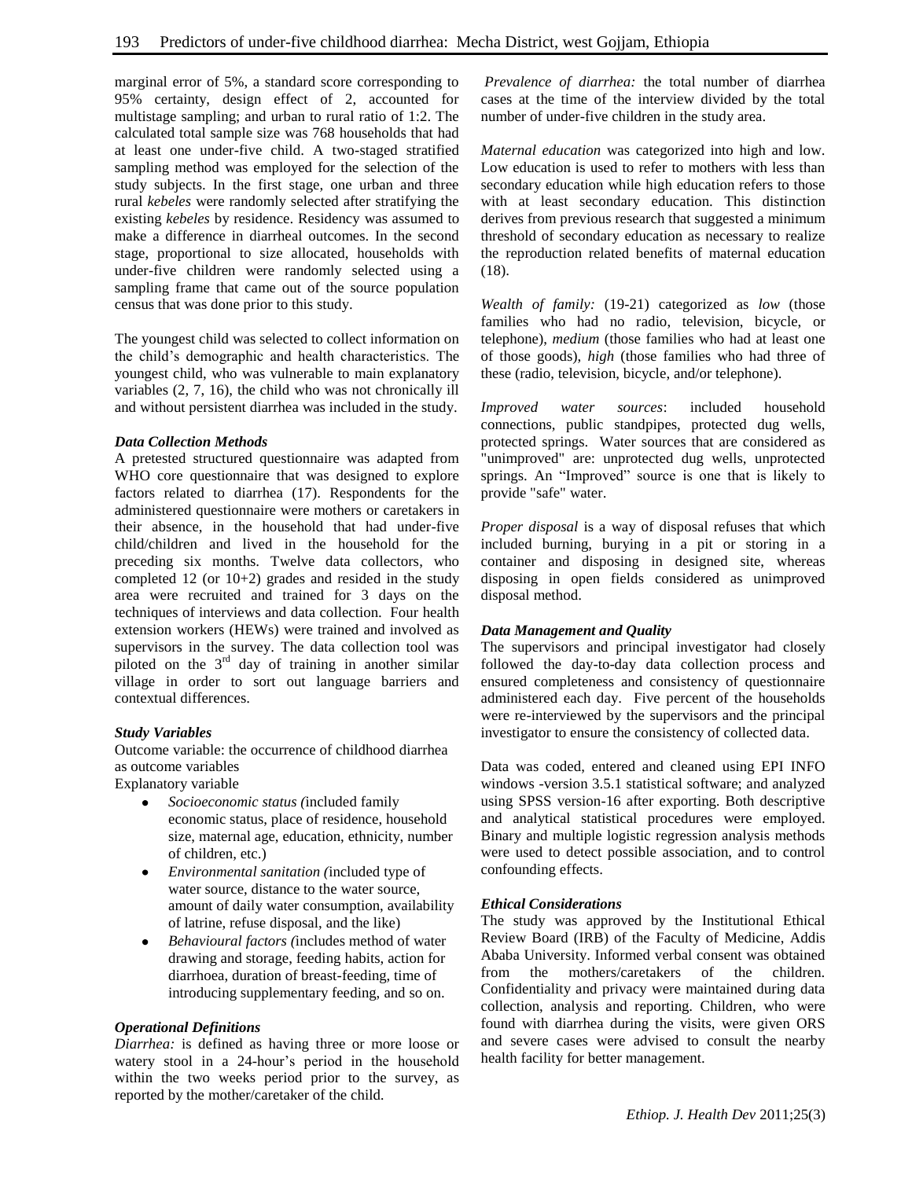marginal error of 5%, a standard score corresponding to 95% certainty, design effect of 2, accounted for multistage sampling; and urban to rural ratio of 1:2. The calculated total sample size was 768 households that had at least one under-five child. A two-staged stratified sampling method was employed for the selection of the study subjects. In the first stage, one urban and three rural *kebeles* were randomly selected after stratifying the existing *kebeles* by residence. Residency was assumed to make a difference in diarrheal outcomes. In the second stage, proportional to size allocated, households with under-five children were randomly selected using a sampling frame that came out of the source population census that was done prior to this study.

The youngest child was selected to collect information on the child's demographic and health characteristics. The youngest child, who was vulnerable to main explanatory variables (2, 7, 16), the child who was not chronically ill and without persistent diarrhea was included in the study.

### *Data Collection Methods*

A pretested structured questionnaire was adapted from WHO core questionnaire that was designed to explore factors related to diarrhea (17). Respondents for the administered questionnaire were mothers or caretakers in their absence, in the household that had under-five child/children and lived in the household for the preceding six months. Twelve data collectors, who completed 12 (or 10+2) grades and resided in the study area were recruited and trained for 3 days on the techniques of interviews and data collection. Four health extension workers (HEWs) were trained and involved as supervisors in the survey. The data collection tool was piloted on the 3rd day of training in another similar village in order to sort out language barriers and contextual differences.

### *Study Variables*

Outcome variable: the occurrence of childhood diarrhea as outcome variables

Explanatory variable

- *Socioeconomic status (*included family economic status, place of residence, household size, maternal age, education, ethnicity, number of children, etc.)
- *Environmental sanitation (*included type of water source, distance to the water source, amount of daily water consumption, availability of latrine, refuse disposal, and the like)
- *Behavioural factors (*includes method of water drawing and storage, feeding habits, action for diarrhoea, duration of breast-feeding, time of introducing supplementary feeding, and so on.

### *Operational Definitions*

*Diarrhea:* is defined as having three or more loose or watery stool in a 24-hour's period in the household within the two weeks period prior to the survey, as reported by the mother/caretaker of the child.

*Prevalence of diarrhea:* the total number of diarrhea cases at the time of the interview divided by the total number of under-five children in the study area.

*Maternal education* was categorized into high and low. Low education is used to refer to mothers with less than secondary education while high education refers to those with at least secondary education. This distinction derives from previous research that suggested a minimum threshold of secondary education as necessary to realize the reproduction related benefits of maternal education (18).

*Wealth of family:* (19-21) categorized as *low* (those families who had no radio, television, bicycle, or telephone), *medium* (those families who had at least one of those goods), *high* (those families who had three of these (radio, television, bicycle, and/or telephone).

*Improved water sources*: included household connections, public standpipes, protected dug wells, protected springs. Water sources that are considered as "unimproved" are: unprotected dug wells, unprotected springs. An "Improved" source is one that is likely to provide "safe" water.

*Proper disposal* is a way of disposal refuses that which included burning, burying in a pit or storing in a container and disposing in designed site, whereas disposing in open fields considered as unimproved disposal method.

### *Data Management and Quality*

The supervisors and principal investigator had closely followed the day-to-day data collection process and ensured completeness and consistency of questionnaire administered each day. Five percent of the households were re-interviewed by the supervisors and the principal investigator to ensure the consistency of collected data.

Data was coded, entered and cleaned using EPI INFO windows -version 3.5.1 statistical software; and analyzed using SPSS version-16 after exporting. Both descriptive and analytical statistical procedures were employed. Binary and multiple logistic regression analysis methods were used to detect possible association, and to control confounding effects.

### *Ethical Considerations*

The study was approved by the Institutional Ethical Review Board (IRB) of the Faculty of Medicine, Addis Ababa University. Informed verbal consent was obtained from the mothers/caretakers of the children. Confidentiality and privacy were maintained during data collection, analysis and reporting. Children, who were found with diarrhea during the visits, were given ORS and severe cases were advised to consult the nearby health facility for better management.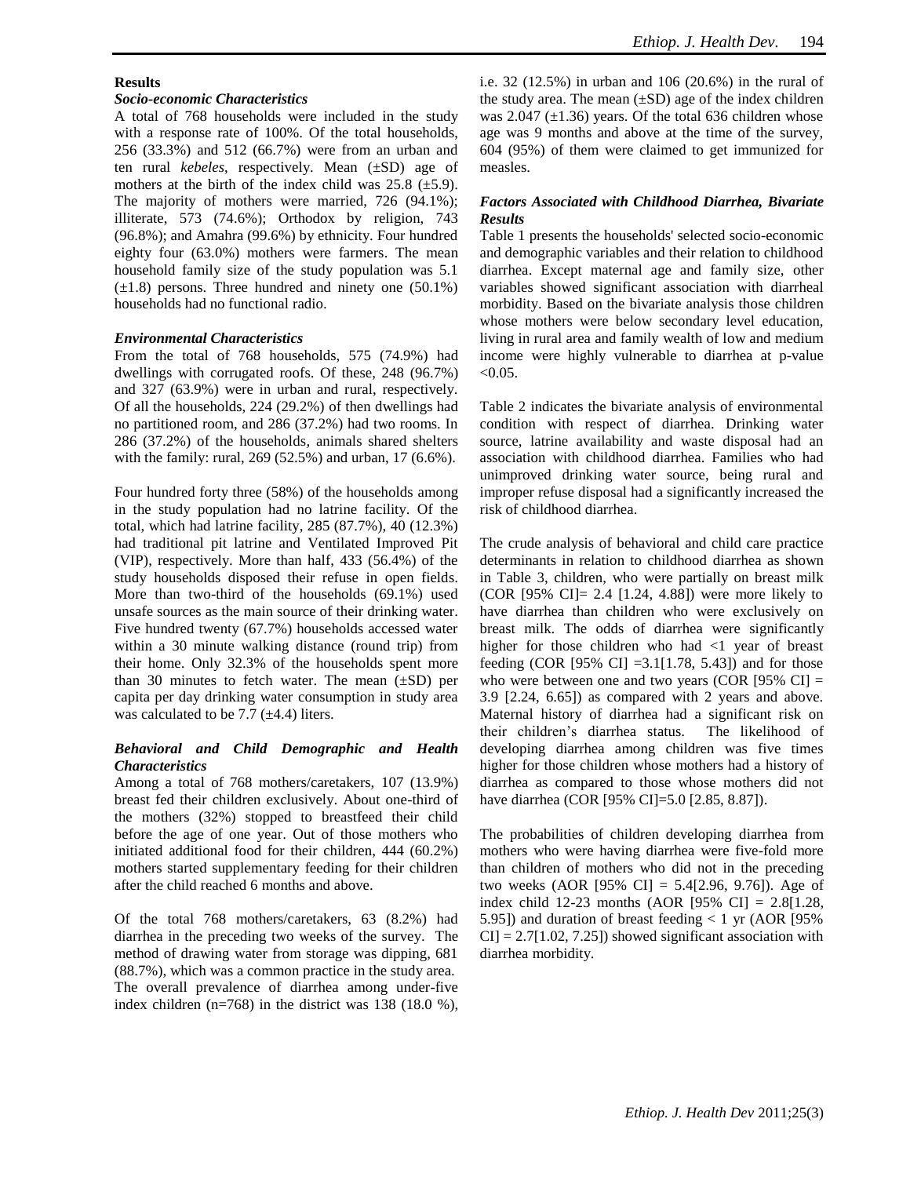## Results

### *Socio-economic Characteristics*

A total of 768 households were included in the study with a response rate of 100%. Of the total households, 256 (33.3%) and 512 (66.7%) were from an urban and ten rural *kebeles*, respectively. Mean (±SD) age of mothers at the birth of the index child was 25.8 (±5.9). The majority of mothers were married, 726 (94.1%); illiterate, 573 (74.6%); Orthodox by religion, 743 (96.8%); and Amahra (99.6%) by ethnicity. Four hundred eighty four (63.0%) mothers were farmers. The mean household family size of the study population was 5.1 (±1.8) persons. Three hundred and ninety one (50.1%) households had no functional radio.

### *Environmental Characteristics*

From the total of 768 households, 575 (74.9%) had dwellings with corrugated roofs. Of these, 248 (96.7%) and 327 (63.9%) were in urban and rural, respectively. Of all the households, 224 (29.2%) of then dwellings had no partitioned room, and 286 (37.2%) had two rooms. In 286 (37.2%) of the households, animals shared shelters with the family: rural, 269 (52.5%) and urban, 17 (6.6%).

Four hundred forty three (58%) of the households among in the study population had no latrine facility. Of the total, which had latrine facility, 285 (87.7%), 40 (12.3%) had traditional pit latrine and Ventilated Improved Pit (VIP), respectively. More than half, 433 (56.4%) of the study households disposed their refuse in open fields. More than two-third of the households (69.1%) used unsafe sources as the main source of their drinking water. Five hundred twenty (67.7%) households accessed water within a 30 minute walking distance (round trip) from their home. Only 32.3% of the households spent more than 30 minutes to fetch water. The mean (±SD) per capita per day drinking water consumption in study area was calculated to be 7.7 (±4.4) liters.

### *Behavioral and Child Demographic and Health Characteristics*

Among a total of 768 mothers/caretakers, 107 (13.9%) breast fed their children exclusively. About one-third of the mothers (32%) stopped to breastfeed their child before the age of one year. Out of those mothers who initiated additional food for their children, 444 (60.2%) mothers started supplementary feeding for their children after the child reached 6 months and above.

Of the total 768 mothers/caretakers, 63 (8.2%) had diarrhea in the preceding two weeks of the survey. The method of drawing water from storage was dipping, 681 (88.7%), which was a common practice in the study area. The overall prevalence of diarrhea among under-five index children (n=768) in the district was 138 (18.0 %), i.e. 32 (12.5%) in urban and 106 (20.6%) in the rural of the study area. The mean (±SD) age of the index children was 2.047 (±1.36) years. Of the total 636 children whose age was 9 months and above at the time of the survey, 604 (95%) of them were claimed to get immunized for measles.

### *Factors Associated with Childhood Diarrhea, Bivariate Results*

Table 1 presents the households' selected socio-economic and demographic variables and their relation to childhood diarrhea. Except maternal age and family size, other variables showed significant association with diarrheal morbidity. Based on the bivariate analysis those children whose mothers were below secondary level education, living in rural area and family wealth of low and medium income were highly vulnerable to diarrhea at p-value $<0.05$.

Table 2 indicates the bivariate analysis of environmental condition with respect of diarrhea. Drinking water source, latrine availability and waste disposal had an association with childhood diarrhea. Families who had unimproved drinking water source, being rural and improper refuse disposal had a significantly increased the risk of childhood diarrhea.

The crude analysis of behavioral and child care practice determinants in relation to childhood diarrhea as shown in Table 3, children, who were partially on breast milk (COR [95% CI]= 2.4 [1.24, 4.88]) were more likely to have diarrhea than children who were exclusively on breast milk. The odds of diarrhea were significantly higher for those children who had <1 year of breast feeding (COR [95% CI] =3.1[1.78, 5.43]) and for those who were between one and two years (COR [95% CI] = 3.9 [2.24, 6.65]) as compared with 2 years and above. Maternal history of diarrhea had a significant risk on their children's diarrhea status. The likelihood of developing diarrhea among children was five times higher for those children whose mothers had a history of diarrhea as compared to those whose mothers did not have diarrhea (COR [95% CI]=5.0 [2.85, 8.87]).

The probabilities of children developing diarrhea from mothers who were having diarrhea were five-fold more than children of mothers who did not in the preceding two weeks (AOR [95% CI] = 5.4[2.96, 9.76]). Age of index child 12-23 months (AOR [95% CI] = 2.8[1.28, 5.95]) and duration of breast feeding < 1 yr (AOR [95% CI] = 2.7[1.02, 7.25]) showed significant association with diarrhea morbidity.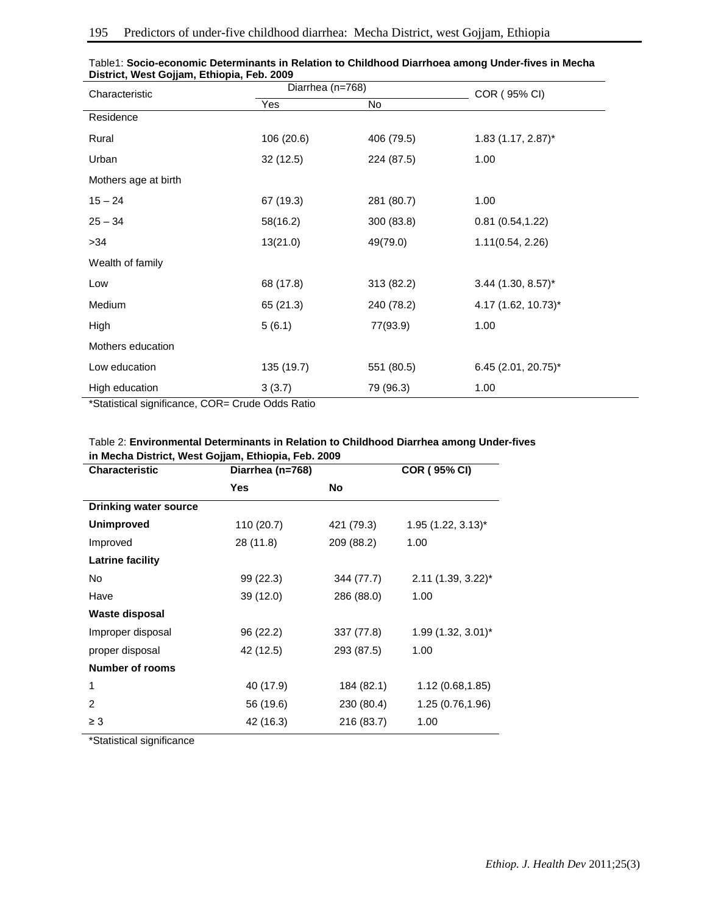Table1: **Socio-economic Determinants in Relation to Childhood Diarrhoea among Under-fives in Mecha District, West Gojjam, Ethiopia, Feb. 2009**

| Characteristic | Diarrhea (n=768) | | COR ( 95% CI) |
|---|---|---|---|
| | Yes | No | |
| Residence | | | |
| Rural | 106 (20.6) | 406 (79.5) | 1.83 (1.17, 2.87)* |
| Urban | 32 (12.5) | 224 (87.5) | 1.00 |
| Mothers age at birth | | | |
| 15 – 24 | 67 (19.3) | 281 (80.7) | 1.00 |
| 25 – 34 | 58(16.2) | 300 (83.8) | 0.81 (0.54,1.22) |
| >34 | 13(21.0) | 49(79.0) | 1.11(0.54, 2.26) |
| Wealth of family | | | |
| Low | 68 (17.8) | 313 (82.2) | 3.44 (1.30, 8.57)* |
| Medium | 65 (21.3) | 240 (78.2) | 4.17 (1.62, 10.73)* |
| High | 5 (6.1) | 77(93.9) | 1.00 |
| Mothers education | | | |
| Low education | 135 (19.7) | 551 (80.5) | 6.45 (2.01, 20.75)* |
| High education | 3 (3.7) | 79 (96.3) | 1.00 |

*Statistical significance, COR= Crude Odds Ratio

Table 2: **Environmental Determinants in Relation to Childhood Diarrhea among Under-fives in Mecha District, West Gojjam, Ethiopia, Feb. 2009**

| **Characteristic** | **Diarrhea (n=768)** | | **COR ( 95% CI)** |
|---|---|---|---|
| | **Yes** | **No** | |
| **Drinking water source** | | | |
| **Unimproved** | 110 (20.7) | 421 (79.3) | 1.95 (1.22, 3.13)* |
| Improved | 28 (11.8) | 209 (88.2) | 1.00 |
| **Latrine facility** | | | |
| No | 99 (22.3) | 344 (77.7) | 2.11 (1.39, 3.22)* |
| Have | 39 (12.0) | 286 (88.0) | 1.00 |
| **Waste disposal** | | | |
| Improper disposal | 96 (22.2) | 337 (77.8) | 1.99 (1.32, 3.01)* |
| proper disposal | 42 (12.5) | 293 (87.5) | 1.00 |
| **Number of rooms** | | | |
| 1 | 40 (17.9) | 184 (82.1) | 1.12 (0.68,1.85) |
| 2 | 56 (19.6) | 230 (80.4) | 1.25 (0.76,1.96) |
| ≥ 3 | 42 (16.3) | 216 (83.7) | 1.00 |

*Statistical significance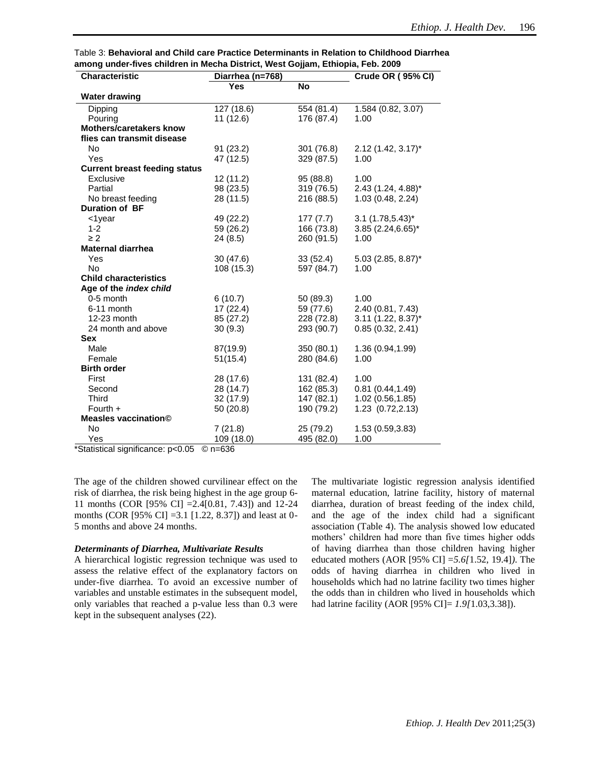Table 3: **Behavioral and Child care Practice Determinants in Relation to Childhood Diarrhea among under-fives children in Mecha District, West Gojjam, Ethiopia, Feb. 2009**

| Characteristic | Diarrhea (n=768) | | Crude OR ( 95% CI) |
|---|---|---|---|
| | Yes | No | |
| **Water drawing** | | | |
| Dipping | 127 (18.6) | 554 (81.4) | 1.584 (0.82, 3.07) |
| Pouring | 11 (12.6) | 176 (87.4) | 1.00 |
| **Mothers/caretakers know flies can transmit disease** | | | |
| No | 91 (23.2) | 301 (76.8) | 2.12 (1.42, 3.17)* |
| Yes | 47 (12.5) | 329 (87.5) | 1.00 |
| **Current breast feeding status** | | | |
| Exclusive | 12 (11.2) | 95 (88.8) | 1.00 |
| Partial | 98 (23.5) | 319 (76.5) | 2.43 (1.24, 4.88)* |
| No breast feeding | 28 (11.5) | 216 (88.5) | 1.03 (0.48, 2.24) |
| **Duration of BF** | | | |
| <1year | 49 (22.2) | 177 (7.7) | 3.1 (1.78,5.43)* |
| 1-2 | 59 (26.2) | 166 (73.8) | 3.85 (2.24,6.65)* |
| ≥ 2 | 24 (8.5) | 260 (91.5) | 1.00 |
| **Maternal diarrhea** | | | |
| Yes | 30 (47.6) | 33 (52.4) | 5.03 (2.85, 8.87)* |
| No | 108 (15.3) | 597 (84.7) | 1.00 |
| **Child characteristics** | | | |
| **Age of the *index child*** | | | |
| 0-5 month | 6 (10.7) | 50 (89.3) | 1.00 |
| 6-11 month | 17 (22.4) | 59 (77.6) | 2.40 (0.81, 7.43) |
| 12-23 month | 85 (27.2) | 228 (72.8) | 3.11 (1.22, 8.37)* |
| 24 month and above | 30 (9.3) | 293 (90.7) | 0.85 (0.32, 2.41) |
| **Sex** | | | |
| Male | 87(19.9) | 350 (80.1) | 1.36 (0.94,1.99) |
| Female | 51(15.4) | 280 (84.6) | 1.00 |
| **Birth order** | | | |
| First | 28 (17.6) | 131 (82.4) | 1.00 |
| Second | 28 (14.7) | 162 (85.3) | 0.81 (0.44,1.49) |
| Third | 32 (17.9) | 147 (82.1) | 1.02 (0.56,1.85) |
| Fourth + | 50 (20.8) | 190 (79.2) | 1.23 (0.72,2.13) |
| **Measles vaccination©** | | | |
| No | 7 (21.8) | 25 (79.2) | 1.53 (0.59,3.83) |
| Yes | 109 (18.0) | 495 (82.0) | 1.00 |

*Statistical significance: $p<0.05$ © n=636

The age of the children showed curvilinear effect on the risk of diarrhea, the risk being highest in the age group 6-11 months (COR [95% CI] =2.4[0.81, 7.43]) and 12-24 months (COR [95% CI] =3.1 [1.22, 8.37]) and least at 0-5 months and above 24 months.

### *Determinants of Diarrhea, Multivariate Results*

A hierarchical logistic regression technique was used to assess the relative effect of the explanatory factors on under-five diarrhea. To avoid an excessive number of variables and unstable estimates in the subsequent model, only variables that reached a p-value less than 0.3 were kept in the subsequent analyses (22).

The multivariate logistic regression analysis identified maternal education, latrine facility, history of maternal diarrhea, duration of breast feeding of the index child, and the age of the index child had a significant association (Table 4). The analysis showed low educated mothers' children had more than five times higher odds of having diarrhea than those children having higher educated mothers (AOR [95% CI] =*5.6[*1.52, 19.4]*)*. The odds of having diarrhea in children who lived in households which had no latrine facility two times higher the odds than in children who lived in households which had latrine facility (AOR [95% CI]= *1.9[*1.03,3.38]).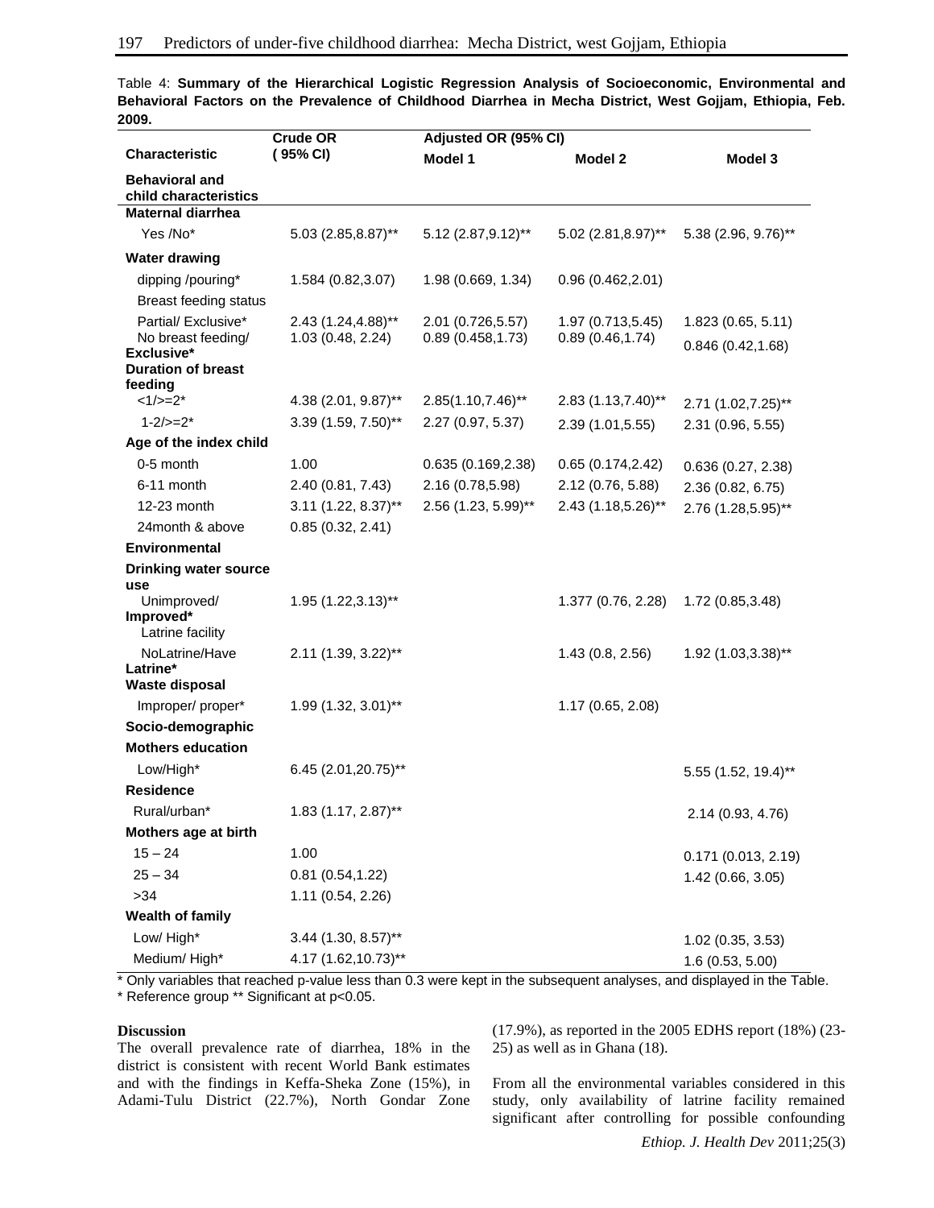Table 4: **Summary of the Hierarchical Logistic Regression Analysis of Socioeconomic, Environmental and Behavioral Factors on the Prevalence of Childhood Diarrhea in Mecha District, West Gojjam, Ethiopia, Feb. 2009.**

| Characteristic | Crude OR ( 95% CI) | Adjusted OR (95% CI) Model 1 | Model 2 | Model 3 |
|---|---|---|---|---|
| **Behavioral and child characteristics** | | | | |
| **Maternal diarrhea** | | | | |
| Yes /No* | 5.03 (2.85,8.87)** | 5.12 (2.87,9.12)** | 5.02 (2.81,8.97)** | 5.38 (2.96, 9.76)** |
| **Water drawing** | | | | |
| dipping /pouring* | 1.584 (0.82,3.07) | 1.98 (0.669, 1.34) | 0.96 (0.462,2.01) | |
| Breast feeding status | | | | |
| Partial/ Exclusive* | 2.43 (1.24,4.88)** | 2.01 (0.726,5.57) | 1.97 (0.713,5.45) | 1.823 (0.65, 5.11) |
| No breast feeding/ Exclusive* | 1.03 (0.48, 2.24) | 0.89 (0.458,1.73) | 0.89 (0.46,1.74) | 0.846 (0.42,1.68) |
| **Duration of breast feeding** | | | | |
| <1/>=2* | 4.38 (2.01, 9.87)** | 2.85(1.10,7.46)** | 2.83 (1.13,7.40)** | 2.71 (1.02,7.25)** |
| 1-2/>=2* | 3.39 (1.59, 7.50)** | 2.27 (0.97, 5.37) | 2.39 (1.01,5.55) | 2.31 (0.96, 5.55) |
| **Age of the index child** | | | | |
| 0-5 month | 1.00 | 0.635 (0.169,2.38) | 0.65 (0.174,2.42) | 0.636 (0.27, 2.38) |
| 6-11 month | 2.40 (0.81, 7.43) | 2.16 (0.78,5.98) | 2.12 (0.76, 5.88) | 2.36 (0.82, 6.75) |
| 12-23 month | 3.11 (1.22, 8.37)** | 2.56 (1.23, 5.99)** | 2.43 (1.18,5.26)** | 2.76 (1.28,5.95)** |
| 24month & above | 0.85 (0.32, 2.41) | | | |
| **Environmental** | | | | |
| **Drinking water source use** | | | | |
| Unimproved/ Improved* | 1.95 (1.22,3.13)** | | 1.377 (0.76, 2.28) | 1.72 (0.85,3.48) |
| Latrine facility | | | | |
| NoLatrine/Have Latrine* | 2.11 (1.39, 3.22)** | | 1.43 (0.8, 2.56) | 1.92 (1.03,3.38)** |
| **Waste disposal** | | | | |
| Improper/ proper* | 1.99 (1.32, 3.01)** | | 1.17 (0.65, 2.08) | |
| **Socio-demographic** | | | | |
| **Mothers education** | | | | |
| Low/High* | 6.45 (2.01,20.75)** | | | 5.55 (1.52, 19.4)** |
| **Residence** | | | | |
| Rural/urban* | 1.83 (1.17, 2.87)** | | | 2.14 (0.93, 4.76) |
| **Mothers age at birth** | | | | |
| 15 – 24 | 1.00 | | | 0.171 (0.013, 2.19) |
| 25 – 34 | 0.81 (0.54,1.22) | | | 1.42 (0.66, 3.05) |
| >34 | 1.11 (0.54, 2.26) | | | |
| **Wealth of family** | | | | |
| Low/ High* | 3.44 (1.30, 8.57)** | | | 1.02 (0.35, 3.53) |
| Medium/ High* | 4.17 (1.62,10.73)** | | | 1.6 (0.53, 5.00) |

* Only variables that reached p-value less than 0.3 were kept in the subsequent analyses, and displayed in the Table.
* Reference group ** Significant at p<0.05.

**Discussion**

The overall prevalence rate of diarrhea, 18% in the district is consistent with recent World Bank estimates and with the findings in Keffa-Sheka Zone (15%), in Adami-Tulu District (22.7%), North Gondar Zone (17.9%), as reported in the 2005 EDHS report (18%) (23-25) as well as in Ghana (18).

From all the environmental variables considered in this study, only availability of latrine facility remained significant after controlling for possible confounding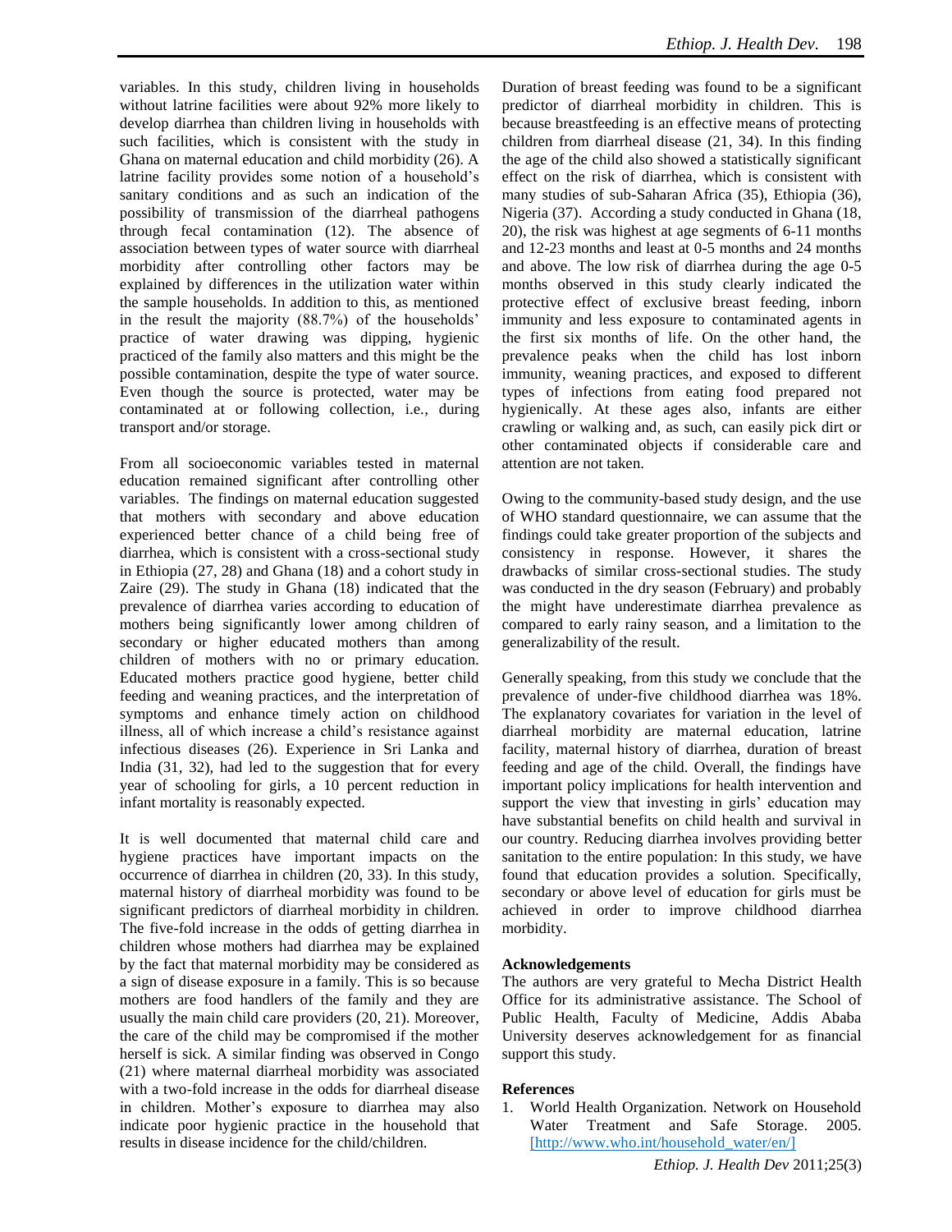variables. In this study, children living in households without latrine facilities were about 92% more likely to develop diarrhea than children living in households with such facilities, which is consistent with the study in Ghana on maternal education and child morbidity (26). A latrine facility provides some notion of a household's sanitary conditions and as such an indication of the possibility of transmission of the diarrheal pathogens through fecal contamination (12). The absence of association between types of water source with diarrheal morbidity after controlling other factors may be explained by differences in the utilization water within the sample households. In addition to this, as mentioned in the result the majority (88.7%) of the households' practice of water drawing was dipping, hygienic practiced of the family also matters and this might be the possible contamination, despite the type of water source. Even though the source is protected, water may be contaminated at or following collection, i.e., during transport and/or storage.

From all socioeconomic variables tested in maternal education remained significant after controlling other variables. The findings on maternal education suggested that mothers with secondary and above education experienced better chance of a child being free of diarrhea, which is consistent with a cross-sectional study in Ethiopia (27, 28) and Ghana (18) and a cohort study in Zaire (29). The study in Ghana (18) indicated that the prevalence of diarrhea varies according to education of mothers being significantly lower among children of secondary or higher educated mothers than among children of mothers with no or primary education. Educated mothers practice good hygiene, better child feeding and weaning practices, and the interpretation of symptoms and enhance timely action on childhood illness, all of which increase a child's resistance against infectious diseases (26). Experience in Sri Lanka and India (31, 32), had led to the suggestion that for every year of schooling for girls, a 10 percent reduction in infant mortality is reasonably expected.

It is well documented that maternal child care and hygiene practices have important impacts on the occurrence of diarrhea in children (20, 33). In this study, maternal history of diarrheal morbidity was found to be significant predictors of diarrheal morbidity in children. The five-fold increase in the odds of getting diarrhea in children whose mothers had diarrhea may be explained by the fact that maternal morbidity may be considered as a sign of disease exposure in a family. This is so because mothers are food handlers of the family and they are usually the main child care providers (20, 21). Moreover, the care of the child may be compromised if the mother herself is sick. A similar finding was observed in Congo (21) where maternal diarrheal morbidity was associated with a two-fold increase in the odds for diarrheal disease in children. Mother's exposure to diarrhea may also indicate poor hygienic practice in the household that results in disease incidence for the child/children.

Duration of breast feeding was found to be a significant predictor of diarrheal morbidity in children. This is because breastfeeding is an effective means of protecting children from diarrheal disease (21, 34). In this finding the age of the child also showed a statistically significant effect on the risk of diarrhea, which is consistent with many studies of sub-Saharan Africa (35), Ethiopia (36), Nigeria (37). According a study conducted in Ghana (18, 20), the risk was highest at age segments of 6-11 months and 12-23 months and least at 0-5 months and 24 months and above. The low risk of diarrhea during the age 0-5 months observed in this study clearly indicated the protective effect of exclusive breast feeding, inborn immunity and less exposure to contaminated agents in the first six months of life. On the other hand, the prevalence peaks when the child has lost inborn immunity, weaning practices, and exposed to different types of infections from eating food prepared not hygienically. At these ages also, infants are either crawling or walking and, as such, can easily pick dirt or other contaminated objects if considerable care and attention are not taken.

Owing to the community-based study design, and the use of WHO standard questionnaire, we can assume that the findings could take greater proportion of the subjects and consistency in response. However, it shares the drawbacks of similar cross-sectional studies. The study was conducted in the dry season (February) and probably the might have underestimate diarrhea prevalence as compared to early rainy season, and a limitation to the generalizability of the result.

Generally speaking, from this study we conclude that the prevalence of under-five childhood diarrhea was 18%. The explanatory covariates for variation in the level of diarrheal morbidity are maternal education, latrine facility, maternal history of diarrhea, duration of breast feeding and age of the child. Overall, the findings have important policy implications for health intervention and support the view that investing in girls' education may have substantial benefits on child health and survival in our country. Reducing diarrhea involves providing better sanitation to the entire population: In this study, we have found that education provides a solution. Specifically, secondary or above level of education for girls must be achieved in order to improve childhood diarrhea morbidity.

**Acknowledgements**

The authors are very grateful to Mecha District Health Office for its administrative assistance. The School of Public Health, Faculty of Medicine, Addis Ababa University deserves acknowledgement for as financial support this study.

**References**

1. World Health Organization. Network on Household Water Treatment and Safe Storage. 2005. [http://www.who.int/household_water/en/]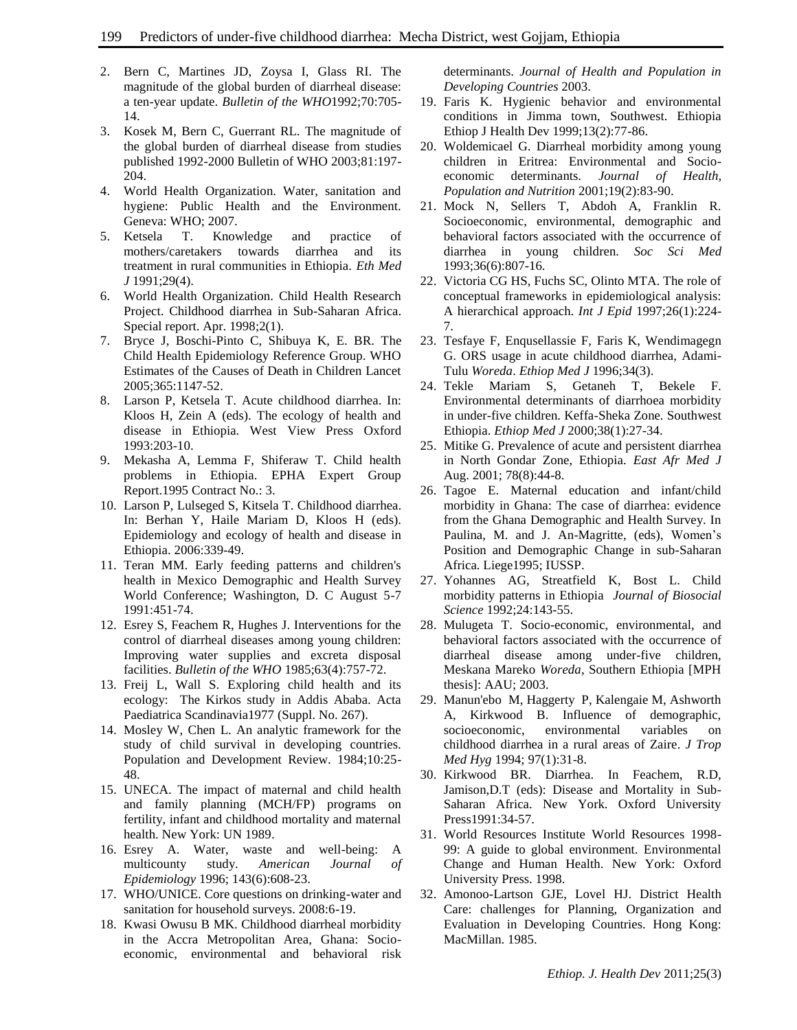2. Bern C, Martines JD, Zoysa I, Glass RI. The magnitude of the global burden of diarrheal disease: a ten-year update. *Bulletin of the WHO*1992;70:705-14.
3. Kosek M, Bern C, Guerrant RL. The magnitude of the global burden of diarrheal disease from studies published 1992-2000 Bulletin of WHO 2003;81:197-204.
4. World Health Organization. Water, sanitation and hygiene: Public Health and the Environment. Geneva: WHO; 2007.
5. Ketsela T. Knowledge and practice of mothers/caretakers towards diarrhea and its treatment in rural communities in Ethiopia. *Eth Med J* 1991;29(4).
6. World Health Organization. Child Health Research Project. Childhood diarrhea in Sub-Saharan Africa. Special report. Apr. 1998;2(1).
7. Bryce J, Boschi-Pinto C, Shibuya K, E. BR. The Child Health Epidemiology Reference Group. WHO Estimates of the Causes of Death in Children Lancet 2005;365:1147-52.
8. Larson P, Ketsela T. Acute childhood diarrhea. In: Kloos H, Zein A (eds). The ecology of health and disease in Ethiopia. West View Press Oxford 1993:203-10.
9. Mekasha A, Lemma F, Shiferaw T. Child health problems in Ethiopia. EPHA Expert Group Report.1995 Contract No.: 3.
10. Larson P, Lulseged S, Kitsela T. Childhood diarrhea. In: Berhan Y, Haile Mariam D, Kloos H (eds). Epidemiology and ecology of health and disease in Ethiopia. 2006:339-49.
11. Teran MM. Early feeding patterns and children's health in Mexico Demographic and Health Survey World Conference; Washington, D. C August 5-7 1991:451-74.
12. Esrey S, Feachem R, Hughes J. Interventions for the control of diarrheal diseases among young children: Improving water supplies and excreta disposal facilities. *Bulletin of the WHO* 1985;63(4):757-72.
13. Freij L, Wall S. Exploring child health and its ecology: The Kirkos study in Addis Ababa. Acta Paediatrica Scandinavia1977 (Suppl. No. 267).
14. Mosley W, Chen L. An analytic framework for the study of child survival in developing countries. Population and Development Review. 1984;10:25-48.
15. UNECA. The impact of maternal and child health and family planning (MCH/FP) programs on fertility, infant and childhood mortality and maternal health. New York: UN 1989.
16. Esrey A. Water, waste and well-being: A multicounty study. *American Journal of Epidemiology* 1996; 143(6):608-23.
17. WHO/UNICE. Core questions on drinking-water and sanitation for household surveys. 2008:6-19.
18. Kwasi Owusu B MK. Childhood diarrheal morbidity in the Accra Metropolitan Area, Ghana: Socio-economic, environmental and behavioral risk determinants. *Journal of Health and Population in Developing Countries* 2003.
19. Faris K. Hygienic behavior and environmental conditions in Jimma town, Southwest. Ethiopia Ethiop J Health Dev 1999;13(2):77-86.
20. Woldemicael G. Diarrheal morbidity among young children in Eritrea: Environmental and Socio-economic determinants. *Journal of Health, Population and Nutrition* 2001;19(2):83-90.
21. Mock N, Sellers T, Abdoh A, Franklin R. Socioeconomic, environmental, demographic and behavioral factors associated with the occurrence of diarrhea in young children. *Soc Sci Med* 1993;36(6):807-16.
22. Victoria CG HS, Fuchs SC, Olinto MTA. The role of conceptual frameworks in epidemiological analysis: A hierarchical approach. *Int J Epid* 1997;26(1):224-7.
23. Tesfaye F, Enqusellassie F, Faris K, Wendimagegn G. ORS usage in acute childhood diarrhea, Adami-Tulu *Woreda*. *Ethiop Med J* 1996;34(3).
24. Tekle Mariam S, Getaneh T, Bekele F. Environmental determinants of diarrhoea morbidity in under-five children. Keffa-Sheka Zone. Southwest Ethiopia. *Ethiop Med J* 2000;38(1):27-34.
25. Mitike G. Prevalence of acute and persistent diarrhea in North Gondar Zone, Ethiopia. *East Afr Med J* Aug. 2001; 78(8):44-8.
26. Tagoe E. Maternal education and infant/child morbidity in Ghana: The case of diarrhea: evidence from the Ghana Demographic and Health Survey. In Paulina, M. and J. An-Magritte, (eds), Women's Position and Demographic Change in sub-Saharan Africa. Liege1995; IUSSP.
27. Yohannes AG, Streatfield K, Bost L. Child morbidity patterns in Ethiopia *Journal of Biosocial Science* 1992;24:143-55.
28. Mulugeta T. Socio-economic, environmental, and behavioral factors associated with the occurrence of diarrheal disease among under-five children, Meskana Mareko *Woreda*, Southern Ethiopia [MPH thesis]: AAU; 2003.
29. Manun'ebo M, Haggerty P, Kalengaie M, Ashworth A, Kirkwood B. Influence of demographic, socioeconomic, environmental variables on childhood diarrhea in a rural areas of Zaire. *J Trop Med Hyg* 1994; 97(1):31-8.
30. Kirkwood BR. Diarrhea. In Feachem, R.D, Jamison,D.T (eds): Disease and Mortality in Sub-Saharan Africa. New York. Oxford University Press1991:34-57.
31. World Resources Institute World Resources 1998-99: A guide to global environment. Environmental Change and Human Health. New York: Oxford University Press. 1998.
32. Amonoo-Lartson GJE, Lovel HJ. District Health Care: challenges for Planning, Organization and Evaluation in Developing Countries. Hong Kong: MacMillan. 1985.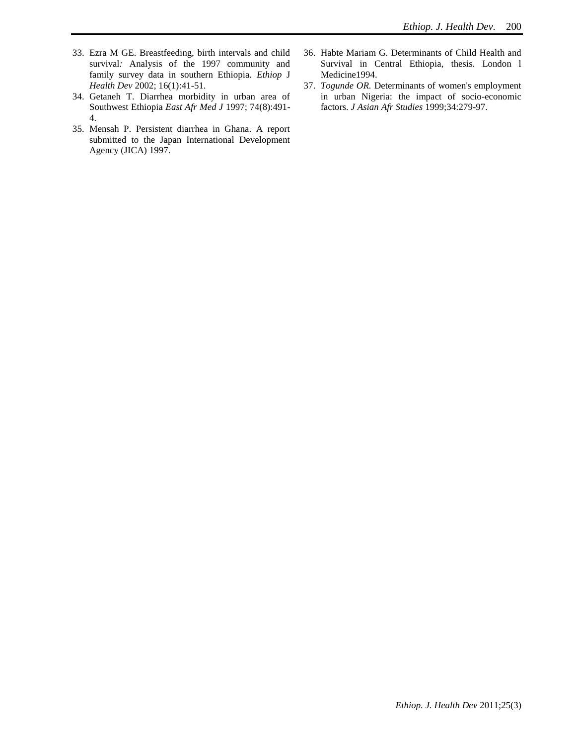33. Ezra M GE. Breastfeeding, birth intervals and child survival*:* Analysis of the 1997 community and family survey data in southern Ethiopia. *Ethiop* J *Health Dev* 2002; 16(1):41-51.
34. Getaneh T. Diarrhea morbidity in urban area of Southwest Ethiopia *East Afr Med J* 1997; 74(8):491-4.
35. Mensah P. Persistent diarrhea in Ghana. A report submitted to the Japan International Development Agency (JICA) 1997.
36. Habte Mariam G. Determinants of Child Health and Survival in Central Ethiopia, thesis. London l Medicine1994.
37. *Togunde OR.* Determinants of women's employment in urban Nigeria: the impact of socio-economic factors. *J Asian Afr Studies* 1999;34:279-97.